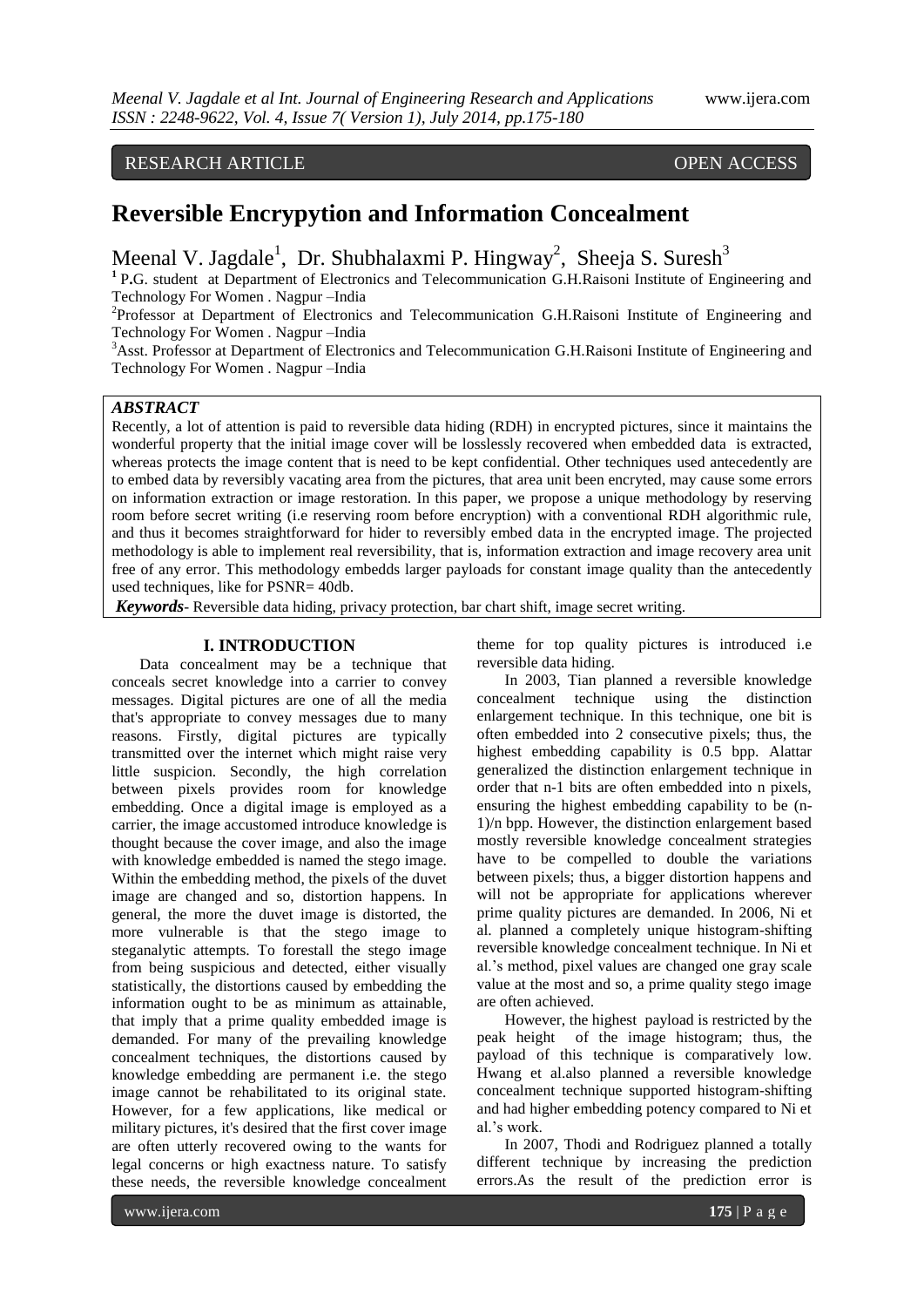RESEARCH ARTICLE OPEN ACCESS

# Reversible Encrypytion and Information Concealment

Meenal V. Jagdale[1], Dr. Shubhalaxmi P. Hingway[2], Sheeja S. Suresh[3]

[1] P.G. student at Department of Electronics and Telecommunication G.H.Raisoni Institute of Engineering and Technology For Women . Nagpur –India

[2] Professor at Department of Electronics and Telecommunication G.H.Raisoni Institute of Engineering and Technology For Women . Nagpur –India

[3] Asst. Professor at Department of Electronics and Telecommunication G.H.Raisoni Institute of Engineering and Technology For Women . Nagpur –India

***ABSTRACT***

Recently, a lot of attention is paid to reversible data hiding (RDH) in encrypted pictures, since it maintains the wonderful property that the initial image cover will be losslessly recovered when embedded data is extracted, whereas protects the image content that is need to be kept confidential. Other techniques used antecedently are to embed data by reversibly vacating area from the pictures, that area unit been encryted, may cause some errors on information extraction or image restoration. In this paper, we propose a unique methodology by reserving room before secret writing (i.e reserving room before encryption) with a conventional RDH algorithmic rule, and thus it becomes straightforward for hider to reversibly embed data in the encrypted image. The projected methodology is able to implement real reversibility, that is, information extraction and image recovery area unit free of any error. This methodology embedds larger payloads for constant image quality than the antecedently used techniques, like for PSNR= 40db.

***Keywords***- Reversible data hiding, privacy protection, bar chart shift, image secret writing.

## I. INTRODUCTION

Data concealment may be a technique that conceals secret knowledge into a carrier to convey messages. Digital pictures are one of all the media that's appropriate to convey messages due to many reasons. Firstly, digital pictures are typically transmitted over the internet which might raise very little suspicion. Secondly, the high correlation between pixels provides room for knowledge embedding. Once a digital image is employed as a carrier, the image accustomed introduce knowledge is thought because the cover image, and also the image with knowledge embedded is named the stego image. Within the embedding method, the pixels of the duvet image are changed and so, distortion happens. In general, the more the duvet image is distorted, the more vulnerable is that the stego image to steganalytic attempts. To forestall the stego image from being suspicious and detected, either visually statistically, the distortions caused by embedding the information ought to be as minimum as attainable, that imply that a prime quality embedded image is demanded. For many of the prevailing knowledge concealment techniques, the distortions caused by knowledge embedding are permanent i.e. the stego image cannot be rehabilitated to its original state. However, for a few applications, like medical or military pictures, it's desired that the first cover image are often utterly recovered owing to the wants for legal concerns or high exactness nature. To satisfy these needs, the reversible knowledge concealment theme for top quality pictures is introduced i.e reversible data hiding.

In 2003, Tian planned a reversible knowledge concealment technique using the distinction enlargement technique. In this technique, one bit is often embedded into 2 consecutive pixels; thus, the highest embedding capability is 0.5 bpp. Alattar generalized the distinction enlargement technique in order that n-1 bits are often embedded into n pixels, ensuring the highest embedding capability to be (n-1)/n bpp. However, the distinction enlargement based mostly reversible knowledge concealment strategies have to be compelled to double the variations between pixels; thus, a bigger distortion happens and will not be appropriate for applications wherever prime quality pictures are demanded. In 2006, Ni et al. planned a completely unique histogram-shifting reversible knowledge concealment technique. In Ni et al.'s method, pixel values are changed one gray scale value at the most and so, a prime quality stego image are often achieved.

However, the highest payload is restricted by the peak height of the image histogram; thus, the payload of this technique is comparatively low. Hwang et al.also planned a reversible knowledge concealment technique supported histogram-shifting and had higher embedding potency compared to Ni et al.'s work.

In 2007, Thodi and Rodriguez planned a totally different technique by increasing the prediction errors.As the result of the prediction error is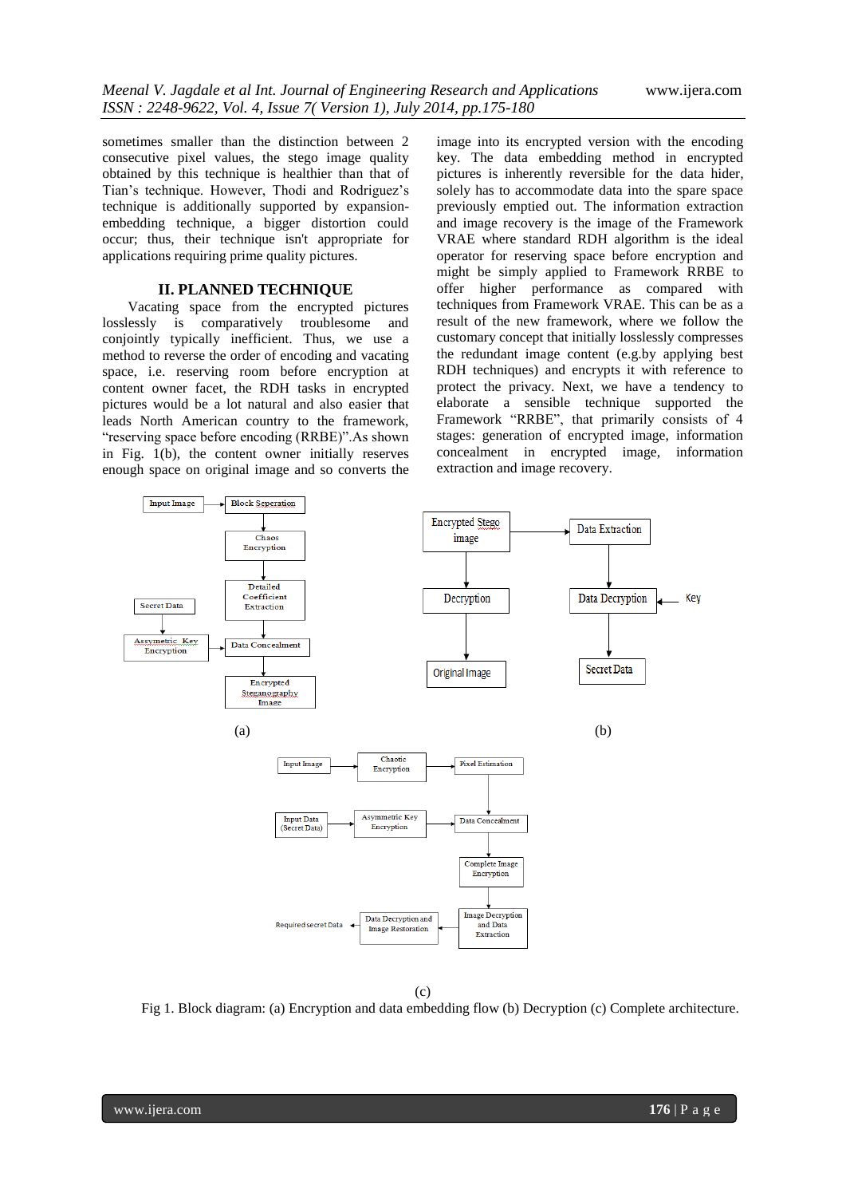sometimes smaller than the distinction between 2 consecutive pixel values, the stego image quality obtained by this technique is healthier than that of Tian's technique. However, Thodi and Rodriguez's technique is additionally supported by expansion-embedding technique, a bigger distortion could occur; thus, their technique isn't appropriate for applications requiring prime quality pictures.

## II. PLANNED TECHNIQUE

Vacating space from the encrypted pictures losslessly is comparatively troublesome and conjointly typically inefficient. Thus, we use a method to reverse the order of encoding and vacating space, i.e. reserving room before encryption at content owner facet, the RDH tasks in encrypted pictures would be a lot natural and also easier that leads North American country to the framework, "reserving space before encoding (RRBE)".As shown in Fig. 1(b), the content owner initially reserves enough space on original image and so converts the image into its encrypted version with the encoding key. The data embedding method in encrypted pictures is inherently reversible for the data hider, solely has to accommodate data into the spare space previously emptied out. The information extraction and image recovery is the image of the Framework VRAE where standard RDH algorithm is the ideal operator for reserving space before encryption and might be simply applied to Framework RRBE to offer higher performance as compared with techniques from Framework VRAE. This can be as a result of the new framework, where we follow the customary concept that initially losslessly compresses the redundant image content (e.g.by applying best RDH techniques) and encrypts it with reference to protect the privacy. Next, we have a tendency to elaborate a sensible technique supported the Framework "RRBE", that primarily consists of 4 stages: generation of encrypted image, information concealment in encrypted image, information extraction and image recovery.

Input Image → Block Seperation → Chaos Encryption → Detailed Coefficient Extraction → Data Concealment → Encrypted Steganography Image

Secret Data → Assymetric Key Encryption → Data Concealment

(a)

Encrypted Stego image → Data Extraction → Data Decryption (← Key) → Secret Data

Encrypted Stego image → Decryption → Original Image

(b)

Input Image → Chaotic Encryption → Pixel Estimation → Data Concealment → Complete Image Encryption → Image Decryption and Data Extraction → Data Decryption and Image Restoration → Required secret Data

Input Data (Secret Data) → Asymmetric Key Encryption → Data Concealment

(c)

Fig 1. Block diagram: (a) Encryption and data embedding flow (b) Decryption (c) Complete architecture.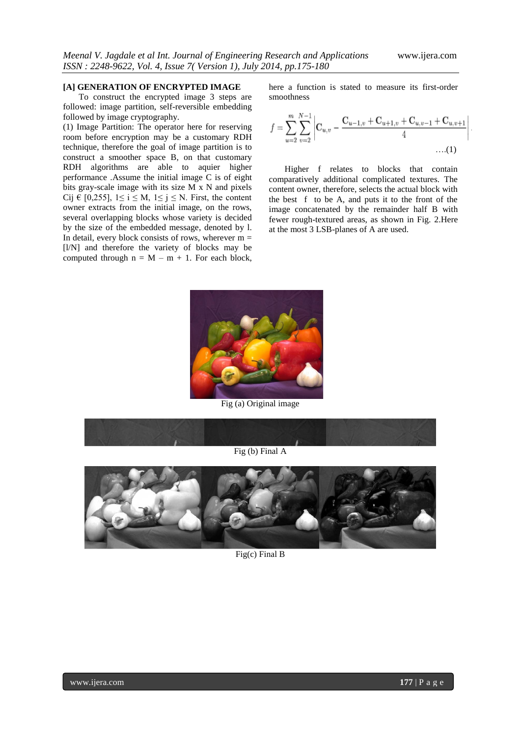**[A] GENERATION OF ENCRYPTED IMAGE**

To construct the encrypted image 3 steps are followed: image partition, self-reversible embedding followed by image cryptography.

(1) Image Partition: The operator here for reserving room before encryption may be a customary RDH technique, therefore the goal of image partition is to construct a smoother space B, on that customary RDH algorithms are able to aquier higher performance .Assume the initial image C is of eight bits gray-scale image with its size M x N and pixels Cij € [0,255], $1 \leq i \leq M$, $1 \leq j \leq N$. First, the content owner extracts from the initial image, on the rows, several overlapping blocks whose variety is decided by the size of the embedded message, denoted by l. In detail, every block consists of rows, wherever m = [l/N] and therefore the variety of blocks may be computed through n = M – m + 1. For each block, here a function is stated to measure its first-order smoothness

$$f = \sum_{u=2}^{m} \sum_{v=2}^{N-1} \left| C_{u,v} - \frac{C_{u-1,v} + C_{u+1,v} + C_{u,v-1} + C_{u,v+1}}{4} \right| \quad ....(1)$$

Higher f relates to blocks that contain comparatively additional complicated textures. The content owner, therefore, selects the actual block with the best f to be A, and puts it to the front of the image concatenated by the remainder half B with fewer rough-textured areas, as shown in Fig. 2.Here at the most 3 LSB-planes of A are used.

Fig (a) Original image

Fig (b) Final A

Fig(c) Final B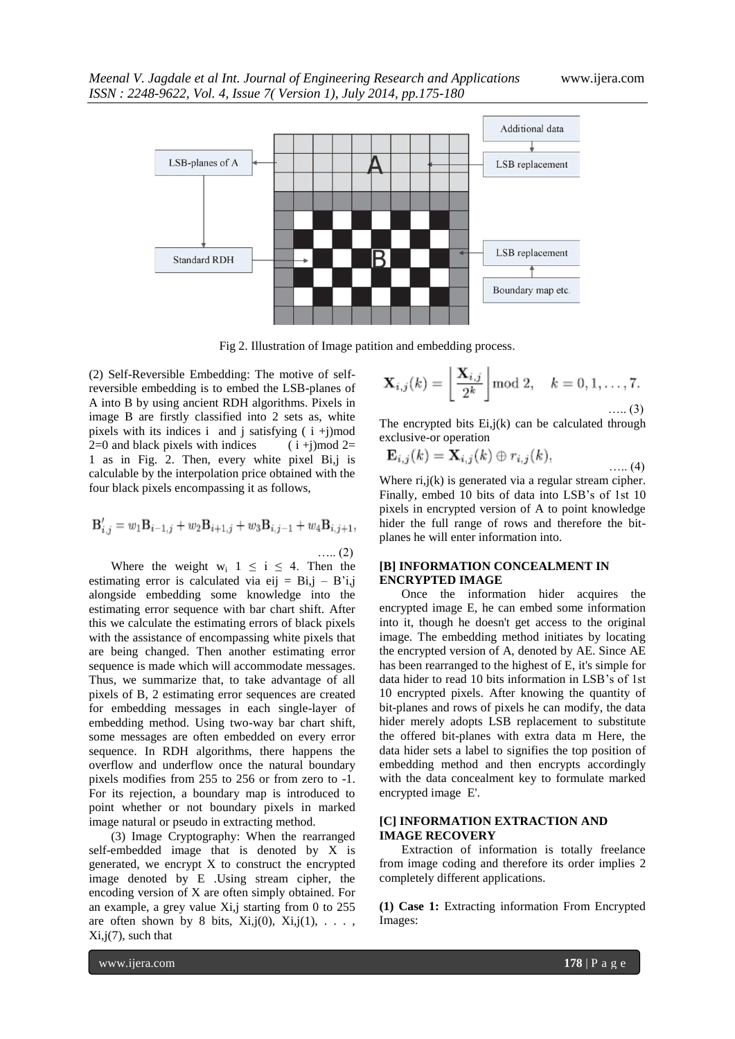Fig 2. Illustration of Image patition and embedding process.

(2) Self-Reversible Embedding: The motive of self-reversible embedding is to embed the LSB-planes of A into B by using ancient RDH algorithms. Pixels in image B are firstly classified into 2 sets as, white pixels with its indices i and j satisfying ( i +j)mod 2=0 and black pixels with indices ( i +j)mod 2= 1 as in Fig. 2. Then, every white pixel Bi,j is calculable by the interpolation price obtained with the four black pixels encompassing it as follows,

$$\mathbf{B}'_{i,j} = w_1\mathbf{B}_{i-1,j} + w_2\mathbf{B}_{i+1,j} + w_3\mathbf{B}_{i,j-1} + w_4\mathbf{B}_{i,j+1}, \quad \text{..... (2)}$$

Where the weight $w_i$ $1 \leq i \leq 4$. Then the estimating error is calculated via eij = Bi,j – B'i,j alongside embedding some knowledge into the estimating error sequence with bar chart shift. After this we calculate the estimating errors of black pixels with the assistance of encompassing white pixels that are being changed. Then another estimating error sequence is made which will accommodate messages. Thus, we summarize that, to take advantage of all pixels of B, 2 estimating error sequences are created for embedding messages in each single-layer of embedding method. Using two-way bar chart shift, some messages are often embedded on every error sequence. In RDH algorithms, there happens the overflow and underflow once the natural boundary pixels modifies from 255 to 256 or from zero to -1. For its rejection, a boundary map is introduced to point whether or not boundary pixels in marked image natural or pseudo in extracting method.

(3) Image Cryptography: When the rearranged self-embedded image that is denoted by X is generated, we encrypt X to construct the encrypted image denoted by E .Using stream cipher, the encoding version of X are often simply obtained. For an example, a grey value Xi,j starting from 0 to 255 are often shown by 8 bits, Xi,j(0), Xi,j(1), . . . , Xi,j(7), such that

$$\mathbf{X}_{i,j}(k) = \left\lfloor \frac{\mathbf{X}_{i,j}}{2^k} \right\rfloor \bmod 2, \quad k = 0, 1, \ldots, 7. \quad \text{..... (3)}$$

The encrypted bits Ei,j(k) can be calculated through exclusive-or operation

$$\mathbf{E}_{i,j}(k) = \mathbf{X}_{i,j}(k) \oplus r_{i,j}(k), \quad \text{..... (4)}$$

Where ri,j(k) is generated via a regular stream cipher. Finally, embed 10 bits of data into LSB's of 1st 10 pixels in encrypted version of A to point knowledge hider the full range of rows and therefore the bit-planes he will enter information into.

### [B] INFORMATION CONCEALMENT IN ENCRYPTED IMAGE

Once the information hider acquires the encrypted image E, he can embed some information into it, though he doesn't get access to the original image. The embedding method initiates by locating the encrypted version of A, denoted by AE. Since AE has been rearranged to the highest of E, it's simple for data hider to read 10 bits information in LSB's of 1st 10 encrypted pixels. After knowing the quantity of bit-planes and rows of pixels he can modify, the data hider merely adopts LSB replacement to substitute the offered bit-planes with extra data m Here, the data hider sets a label to signifies the top position of embedding method and then encrypts accordingly with the data concealment key to formulate marked encrypted image E'.

### [C] INFORMATION EXTRACTION AND IMAGE RECOVERY

Extraction of information is totally freelance from image coding and therefore its order implies 2 completely different applications.

**(1) Case 1:** Extracting information From Encrypted Images: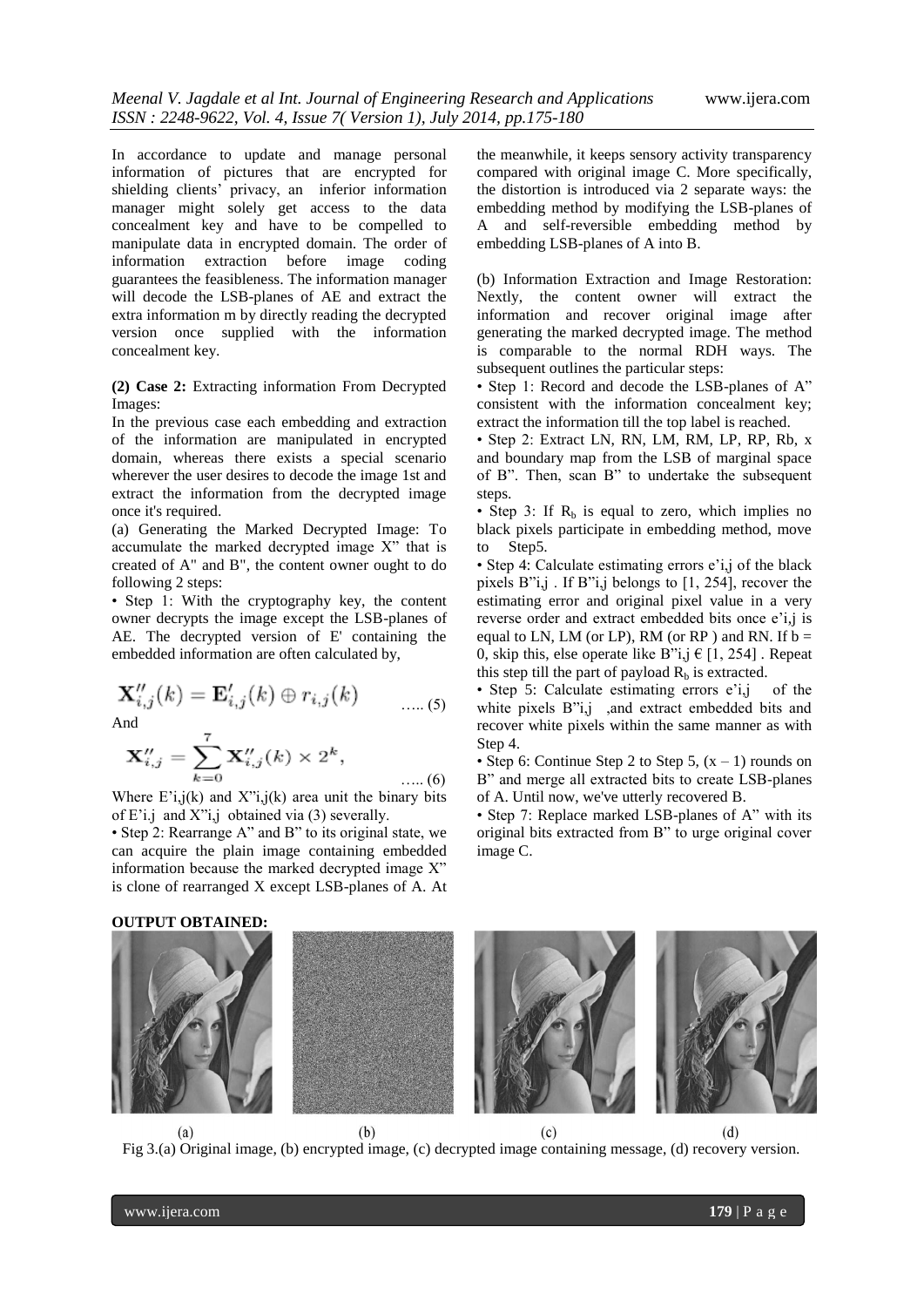In accordance to update and manage personal information of pictures that are encrypted for shielding clients' privacy, an inferior information manager might solely get access to the data concealment key and have to be compelled to manipulate data in encrypted domain. The order of information extraction before image coding guarantees the feasibleness. The information manager will decode the LSB-planes of AE and extract the extra information m by directly reading the decrypted version once supplied with the information concealment key.

**(2) Case 2:** Extracting information From Decrypted Images:

In the previous case each embedding and extraction of the information are manipulated in encrypted domain, whereas there exists a special scenario wherever the user desires to decode the image 1st and extract the information from the decrypted image once it's required.

(a) Generating the Marked Decrypted Image: To accumulate the marked decrypted image X" that is created of A" and B", the content owner ought to do following 2 steps:

• Step 1: With the cryptography key, the content owner decrypts the image except the LSB-planes of AE. The decrypted version of E' containing the embedded information are often calculated by,

$$\mathbf{X}''_{i,j}(k) = \mathbf{E}'_{i,j}(k) \oplus r_{i,j}(k) \quad \text{..... (5)}$$

And

$$\mathbf{X}''_{i,j} = \sum_{k=0}^{7} \mathbf{X}''_{i,j}(k) \times 2^k, \quad \text{..... (6)}$$

Where $E'_{i,j}(k)$ and $X''_{i,j}(k)$ area unit the binary bits of $E'_{i,j}$ and $X''_{i,j}$ obtained via (3) severally.

• Step 2: Rearrange A" and B" to its original state, we can acquire the plain image containing embedded information because the marked decrypted image X" is clone of rearranged X except LSB-planes of A. At the meanwhile, it keeps sensory activity transparency compared with original image C. More specifically, the distortion is introduced via 2 separate ways: the embedding method by modifying the LSB-planes of A and self-reversible embedding method by embedding LSB-planes of A into B.

(b) Information Extraction and Image Restoration: Nextly, the content owner will extract the information and recover original image after generating the marked decrypted image. The method is comparable to the normal RDH ways. The subsequent outlines the particular steps:

• Step 1: Record and decode the LSB-planes of A" consistent with the information concealment key; extract the information till the top label is reached.

• Step 2: Extract LN, RN, LM, RM, LP, RP, Rb, x and boundary map from the LSB of marginal space of B". Then, scan B" to undertake the subsequent steps.

• Step 3: If $R_b$ is equal to zero, which implies no black pixels participate in embedding method, move to Step5.

• Step 4: Calculate estimating errors $e'_{i,j}$ of the black pixels $B''_{i,j}$ . If $B''_{i,j}$ belongs to [1, 254], recover the estimating error and original pixel value in a very reverse order and extract embedded bits once $e'_{i,j}$ is equal to LN, LM (or LP), RM (or RP ) and RN. If $b = 0$, skip this, else operate like $B''_{i,j} \in [1, 254]$ . Repeat this step till the part of payload $R_b$ is extracted.

• Step 5: Calculate estimating errors $e'_{i,j}$ of the white pixels $B''_{i,j}$ ,and extract embedded bits and recover white pixels within the same manner as with Step 4.

• Step 6: Continue Step 2 to Step 5, $(x - 1)$ rounds on B" and merge all extracted bits to create LSB-planes of A. Until now, we've utterly recovered B.

• Step 7: Replace marked LSB-planes of A" with its original bits extracted from B" to urge original cover image C.

**OUTPUT OBTAINED:**

(a) (b) (c) (d)

Fig 3.(a) Original image, (b) encrypted image, (c) decrypted image containing message, (d) recovery version.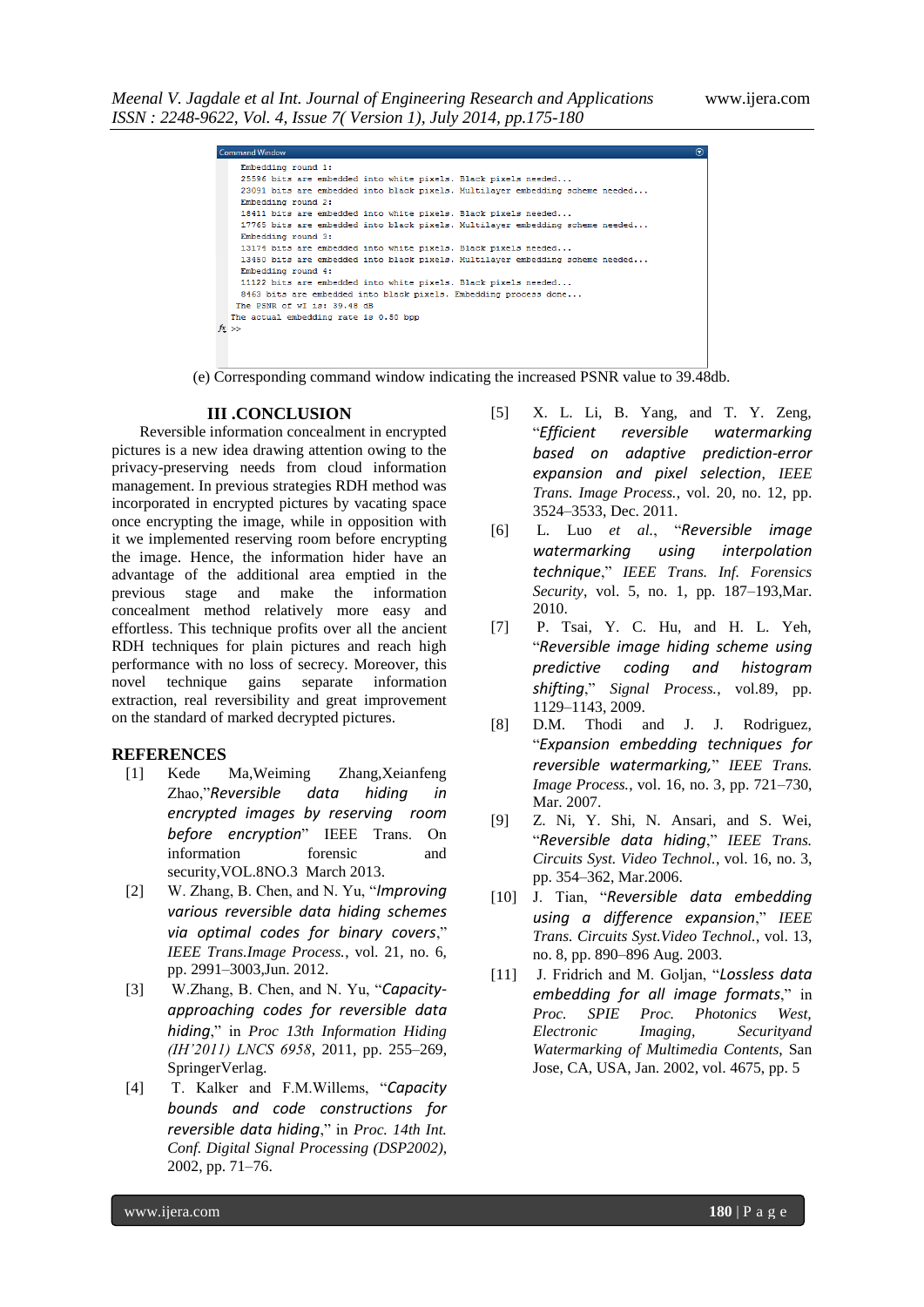```
Command Window
Embedding round 1:
25596 bits are embedded into white pixels. Black pixels needed...
23091 bits are embedded into black pixels. Multilayer embedding scheme needed...
Embedding round 2:
18411 bits are embedded into white pixels. Black pixels needed...
17765 bits are embedded into black pixels. Multilayer embedding scheme needed...
Embedding round 3:
13174 bits are embedded into white pixels. Black pixels needed...
13450 bits are embedded into black pixels. Multilayer embedding scheme needed...
Embedding round 4:
11122 bits are embedded into white pixels. Black pixels needed...
8463 bits are embedded into black pixels. Embedding process done...
The PSNR of WI is: 39.48 dB
The actual embedding rate is 0.50 bpp
fx >>
```

(e) Corresponding command window indicating the increased PSNR value to 39.48db.

## III .CONCLUSION

Reversible information concealment in encrypted pictures is a new idea drawing attention owing to the privacy-preserving needs from cloud information management. In previous strategies RDH method was incorporated in encrypted pictures by vacating space once encrypting the image, while in opposition with it we implemented reserving room before encrypting the image. Hence, the information hider have an advantage of the additional area emptied in the previous stage and make the information concealment method relatively more easy and effortless. This technique profits over all the ancient RDH techniques for plain pictures and reach high performance with no loss of secrecy. Moreover, this novel technique gains separate information extraction, real reversibility and great improvement on the standard of marked decrypted pictures.

## REFERENCES

[1] Kede Ma,Weiming Zhang,Xeianfeng Zhao,"*Reversible data hiding in encrypted images by reserving room before encryption*" IEEE Trans. On information forensic and security,VOL.8NO.3 March 2013.

[2] W. Zhang, B. Chen, and N. Yu, "*Improving various reversible data hiding schemes via optimal codes for binary covers*," *IEEE Trans.Image Process.*, vol. 21, no. 6, pp. 2991–3003,Jun. 2012.

[3] W.Zhang, B. Chen, and N. Yu, "*Capacity-approaching codes for reversible data hiding*," in *Proc 13th Information Hiding (IH'2011) LNCS 6958*, 2011, pp. 255–269, SpringerVerlag.

[4] T. Kalker and F.M.Willems, "*Capacity bounds and code constructions for reversible data hiding*," in *Proc. 14th Int. Conf. Digital Signal Processing (DSP2002)*, 2002, pp. 71–76.

[5] X. L. Li, B. Yang, and T. Y. Zeng, "*Efficient reversible watermarking based on adaptive prediction-error expansion and pixel selection*, *IEEE Trans. Image Process.*, vol. 20, no. 12, pp. 3524–3533, Dec. 2011.

[6] L. Luo *et al.*, "*Reversible image watermarking using interpolation technique*," *IEEE Trans. Inf. Forensics Security*, vol. 5, no. 1, pp. 187–193,Mar. 2010.

[7] P. Tsai, Y. C. Hu, and H. L. Yeh, "*Reversible image hiding scheme using predictive coding and histogram shifting*," *Signal Process.*, vol.89, pp. 1129–1143, 2009.

[8] D.M. Thodi and J. J. Rodriguez, "*Expansion embedding techniques for reversible watermarking,*" *IEEE Trans. Image Process.*, vol. 16, no. 3, pp. 721–730, Mar. 2007.

[9] Z. Ni, Y. Shi, N. Ansari, and S. Wei, "*Reversible data hiding*," *IEEE Trans. Circuits Syst. Video Technol.*, vol. 16, no. 3, pp. 354–362, Mar.2006.

[10] J. Tian, "*Reversible data embedding using a difference expansion*," *IEEE Trans. Circuits Syst.Video Technol.*, vol. 13, no. 8, pp. 890–896 Aug. 2003.

[11] J. Fridrich and M. Goljan, "*Lossless data embedding for all image formats*," in *Proc. SPIE Proc. Photonics West, Electronic Imaging, Securityand Watermarking of Multimedia Contents*, San Jose, CA, USA, Jan. 2002, vol. 4675, pp. 5